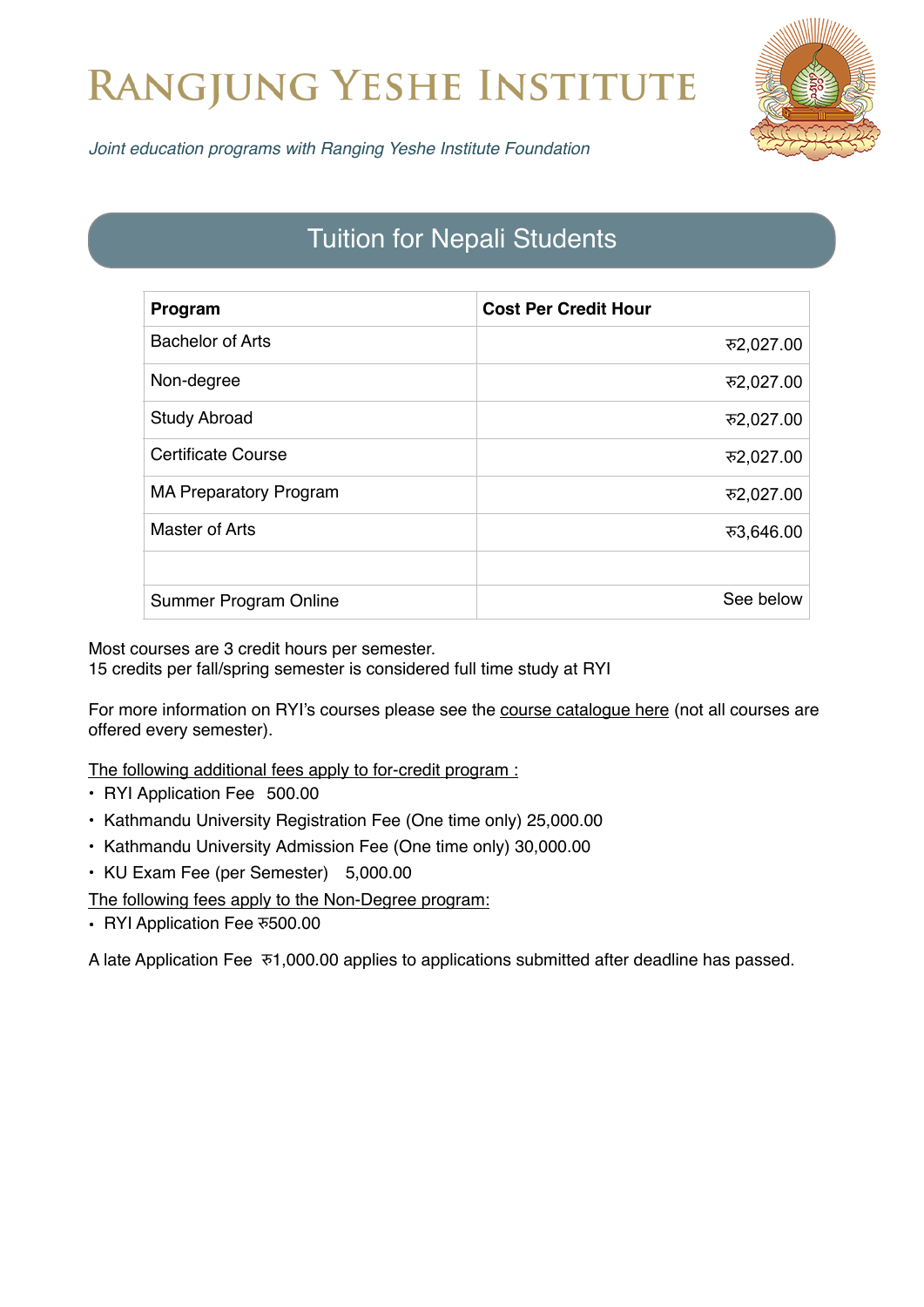# Rangjung Yeshe Institute

*Joint education programs with Ranging Yeshe Institute Foundation*

## Tuition for Nepali Students

| Program | Cost Per Credit Hour |
|---|---:|
| Bachelor of Arts | रु2,027.00 |
| Non-degree | रु2,027.00 |
| Study Abroad | रु2,027.00 |
| Certificate Course | रु2,027.00 |
| MA Preparatory Program | रु2,027.00 |
| Master of Arts | रु3,646.00 |
| | |
| Summer Program Online | See below |

Most courses are 3 credit hours per semester.
15 credits per fall/spring semester is considered full time study at RYI

For more information on RYI's courses please see the course catalogue here (not all courses are offered every semester).

The following additional fees apply to for-credit program :

- RYI Application Fee 500.00
- Kathmandu University Registration Fee (One time only) 25,000.00
- Kathmandu University Admission Fee (One time only) 30,000.00
- KU Exam Fee (per Semester) 5,000.00

The following fees apply to the Non-Degree program:

- RYI Application Fee रु500.00

A late Application Fee रु1,000.00 applies to applications submitted after deadline has passed.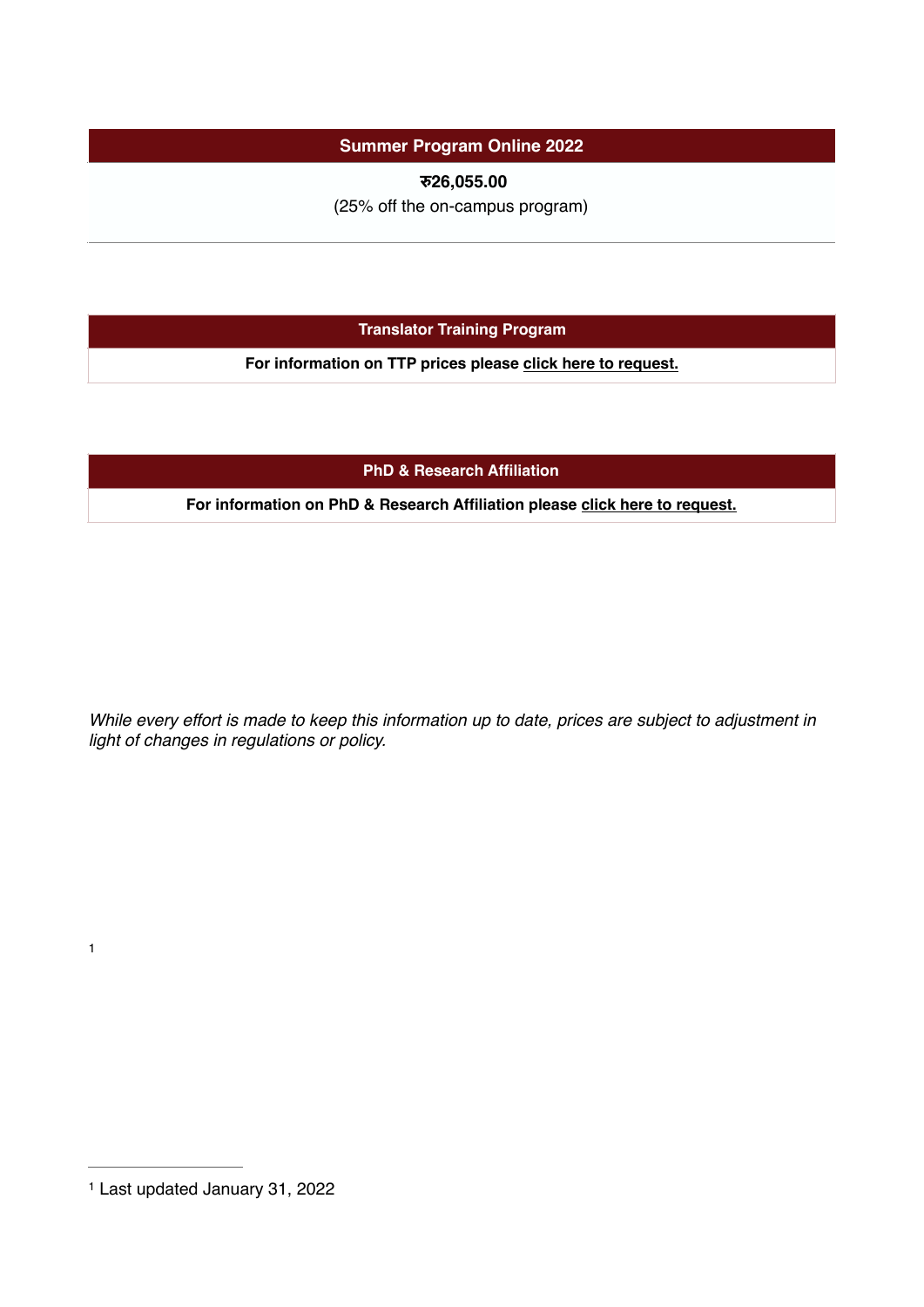| Summer Program Online 2022 |
| --- |
| **₹26,055.00**<br>(25% off the on-campus program) |

| Translator Training Program |
| --- |
| **For information on TTP prices please click here to request.** |

| PhD & Research Affiliation |
| --- |
| **For information on PhD & Research Affiliation please click here to request.** |

*While every effort is made to keep this information up to date, prices are subject to adjustment in light of changes in regulations or policy.*

[1]

[1] Last updated January 31, 2022